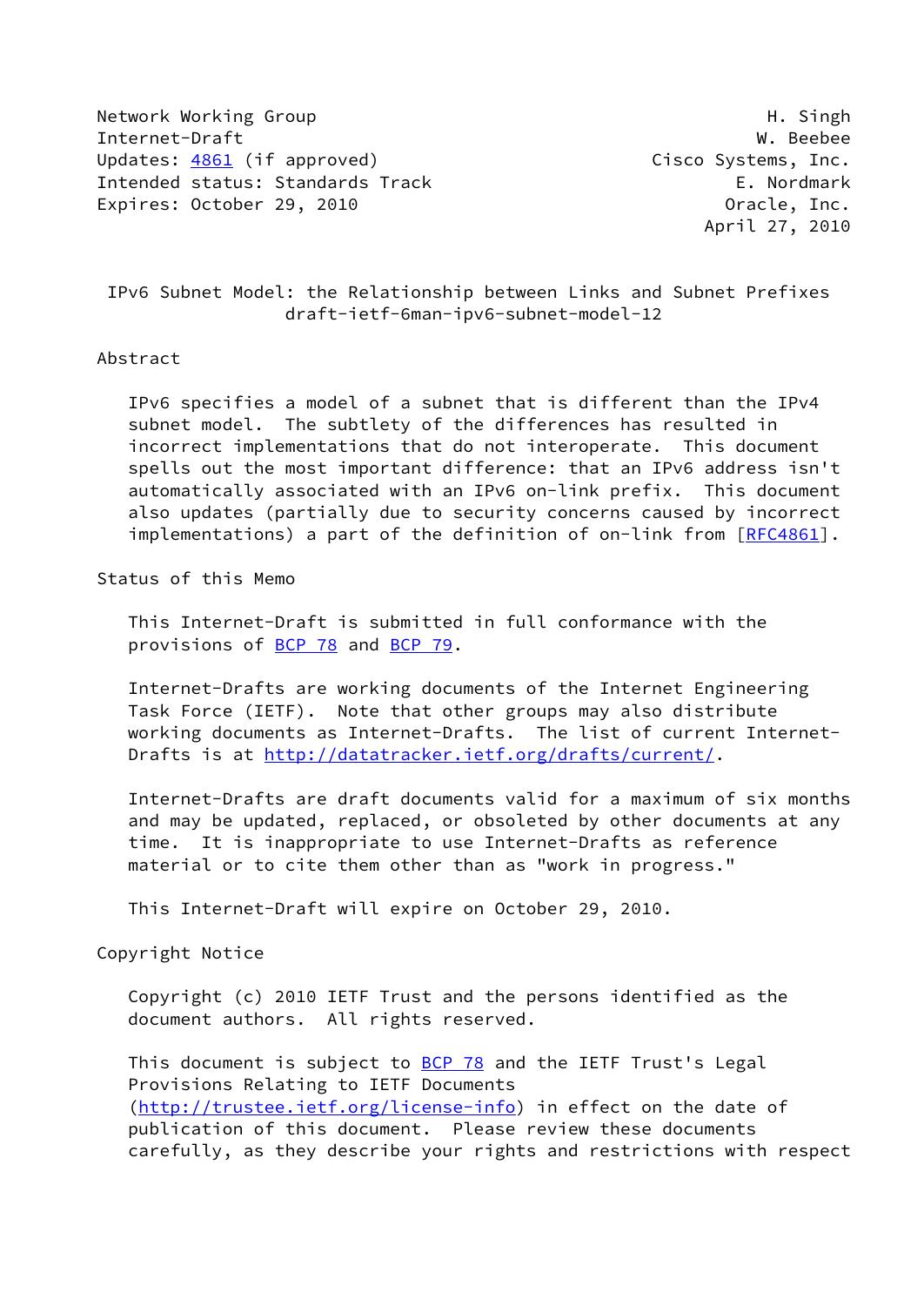Network Working Group H. Singh
Internet-Draft W. Beebee
Updates: 4861 (if approved) Cisco Systems, Inc.
Intended status: Standards Track E. Nordmark
Expires: October 29, 2010 Oracle, Inc.
April 27, 2010

# IPv6 Subnet Model: the Relationship between Links and Subnet Prefixes
draft-ietf-6man-ipv6-subnet-model-12

## Abstract

IPv6 specifies a model of a subnet that is different than the IPv4 subnet model. The subtlety of the differences has resulted in incorrect implementations that do not interoperate. This document spells out the most important difference: that an IPv6 address isn't automatically associated with an IPv6 on-link prefix. This document also updates (partially due to security concerns caused by incorrect implementations) a part of the definition of on-link from [RFC4861].

## Status of this Memo

This Internet-Draft is submitted in full conformance with the provisions of BCP 78 and BCP 79.

Internet-Drafts are working documents of the Internet Engineering Task Force (IETF). Note that other groups may also distribute working documents as Internet-Drafts. The list of current Internet-Drafts is at http://datatracker.ietf.org/drafts/current/.

Internet-Drafts are draft documents valid for a maximum of six months and may be updated, replaced, or obsoleted by other documents at any time. It is inappropriate to use Internet-Drafts as reference material or to cite them other than as "work in progress."

This Internet-Draft will expire on October 29, 2010.

## Copyright Notice

Copyright (c) 2010 IETF Trust and the persons identified as the document authors. All rights reserved.

This document is subject to BCP 78 and the IETF Trust's Legal Provisions Relating to IETF Documents (http://trustee.ietf.org/license-info) in effect on the date of publication of this document. Please review these documents carefully, as they describe your rights and restrictions with respect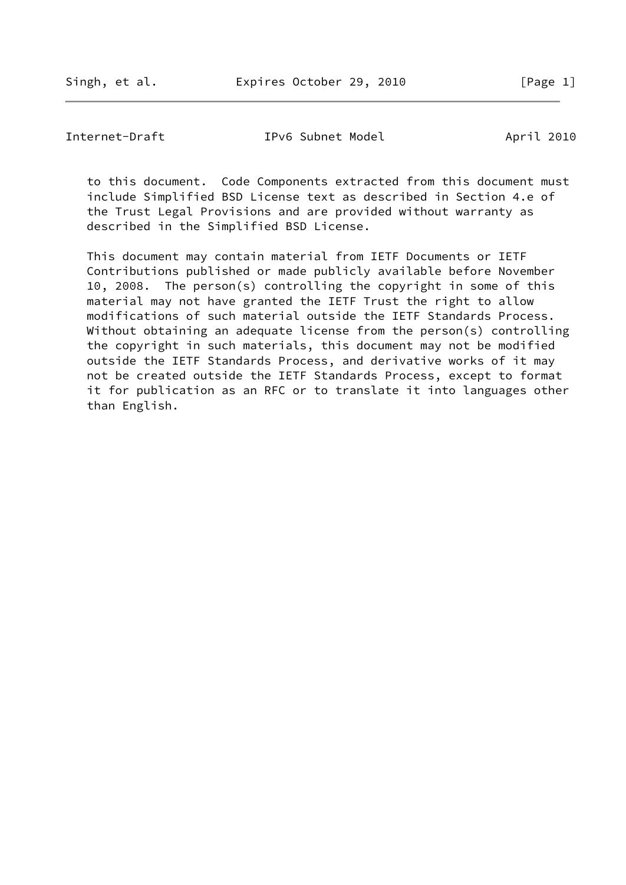to this document. Code Components extracted from this document must include Simplified BSD License text as described in Section 4.e of the Trust Legal Provisions and are provided without warranty as described in the Simplified BSD License.

This document may contain material from IETF Documents or IETF Contributions published or made publicly available before November 10, 2008. The person(s) controlling the copyright in some of this material may not have granted the IETF Trust the right to allow modifications of such material outside the IETF Standards Process. Without obtaining an adequate license from the person(s) controlling the copyright in such materials, this document may not be modified outside the IETF Standards Process, and derivative works of it may not be created outside the IETF Standards Process, except to format it for publication as an RFC or to translate it into languages other than English.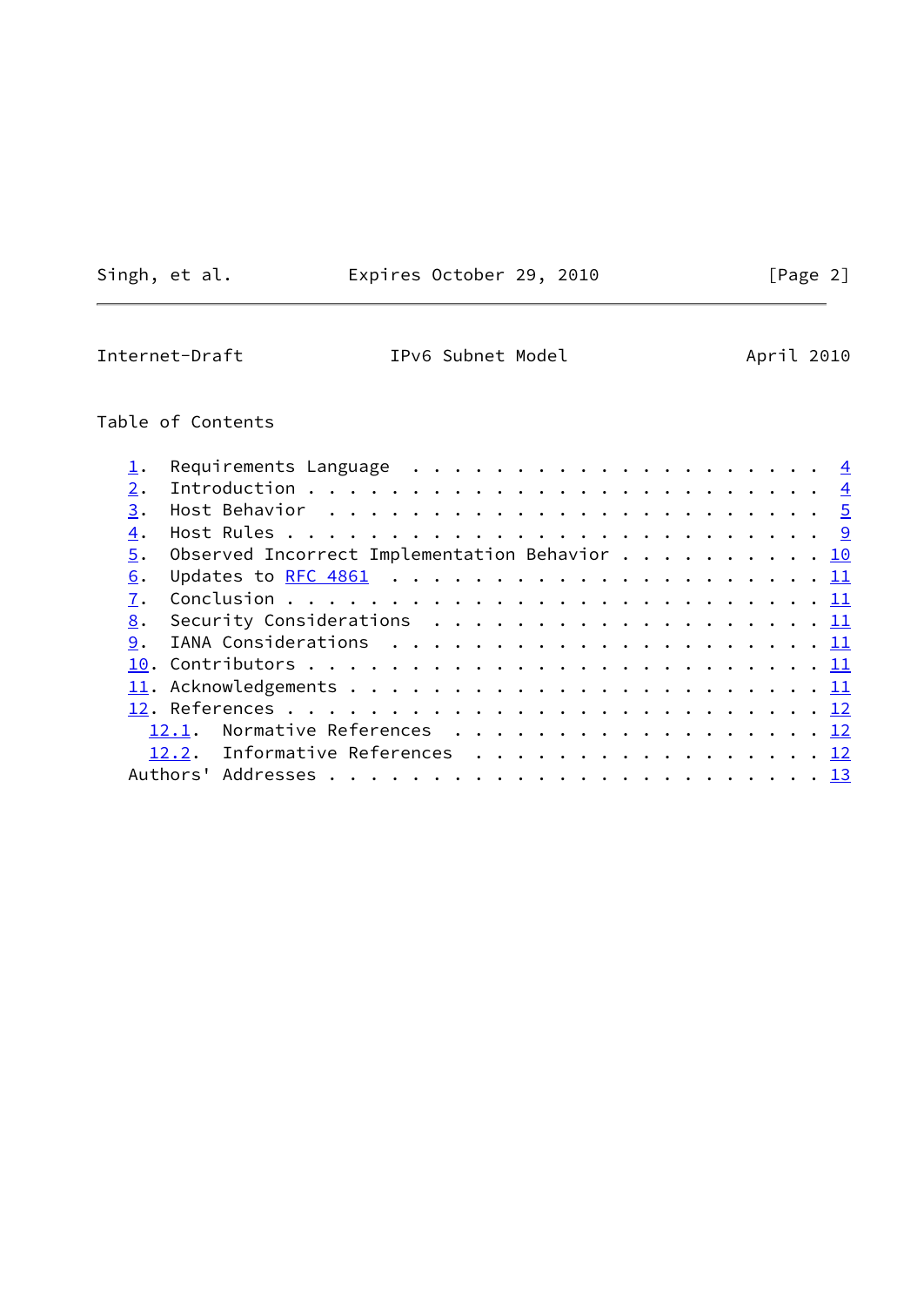## Table of Contents

1. Requirements Language . . . . . . . . . . . . . . . . . . . . 4
2. Introduction . . . . . . . . . . . . . . . . . . . . . . . . . 4
3. Host Behavior . . . . . . . . . . . . . . . . . . . . . . . . 5
4. Host Rules . . . . . . . . . . . . . . . . . . . . . . . . . . 9
5. Observed Incorrect Implementation Behavior . . . . . . . . . . 10
6. Updates to RFC 4861 . . . . . . . . . . . . . . . . . . . . . 11
7. Conclusion . . . . . . . . . . . . . . . . . . . . . . . . . . 11
8. Security Considerations . . . . . . . . . . . . . . . . . . . 11
9. IANA Considerations . . . . . . . . . . . . . . . . . . . . . 11
10. Contributors . . . . . . . . . . . . . . . . . . . . . . . . . 11
11. Acknowledgements . . . . . . . . . . . . . . . . . . . . . . . 11
12. References . . . . . . . . . . . . . . . . . . . . . . . . . . 12
    - 12.1. Normative References . . . . . . . . . . . . . . . . . . 12
    - 12.2. Informative References . . . . . . . . . . . . . . . . . 12

Authors' Addresses . . . . . . . . . . . . . . . . . . . . . . . . 13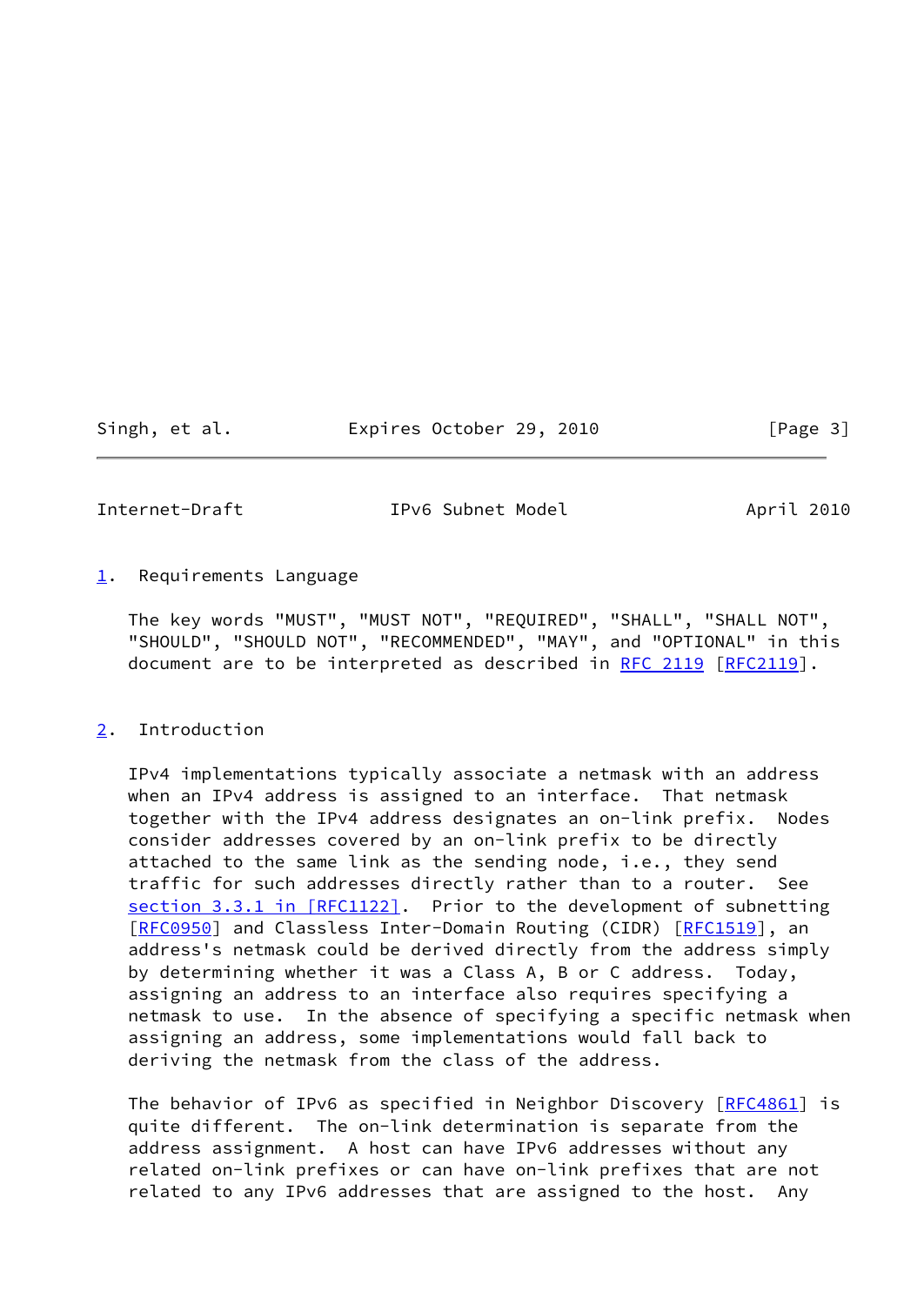## 1. Requirements Language

The key words "MUST", "MUST NOT", "REQUIRED", "SHALL", "SHALL NOT", "SHOULD", "SHOULD NOT", "RECOMMENDED", "MAY", and "OPTIONAL" in this document are to be interpreted as described in RFC 2119 [RFC2119].

## 2. Introduction

IPv4 implementations typically associate a netmask with an address when an IPv4 address is assigned to an interface. That netmask together with the IPv4 address designates an on-link prefix. Nodes consider addresses covered by an on-link prefix to be directly attached to the same link as the sending node, i.e., they send traffic for such addresses directly rather than to a router. See section 3.3.1 in [RFC1122]. Prior to the development of subnetting [RFC0950] and Classless Inter-Domain Routing (CIDR) [RFC1519], an address's netmask could be derived directly from the address simply by determining whether it was a Class A, B or C address. Today, assigning an address to an interface also requires specifying a netmask to use. In the absence of specifying a specific netmask when assigning an address, some implementations would fall back to deriving the netmask from the class of the address.

The behavior of IPv6 as specified in Neighbor Discovery [RFC4861] is quite different. The on-link determination is separate from the address assignment. A host can have IPv6 addresses without any related on-link prefixes or can have on-link prefixes that are not related to any IPv6 addresses that are assigned to the host. Any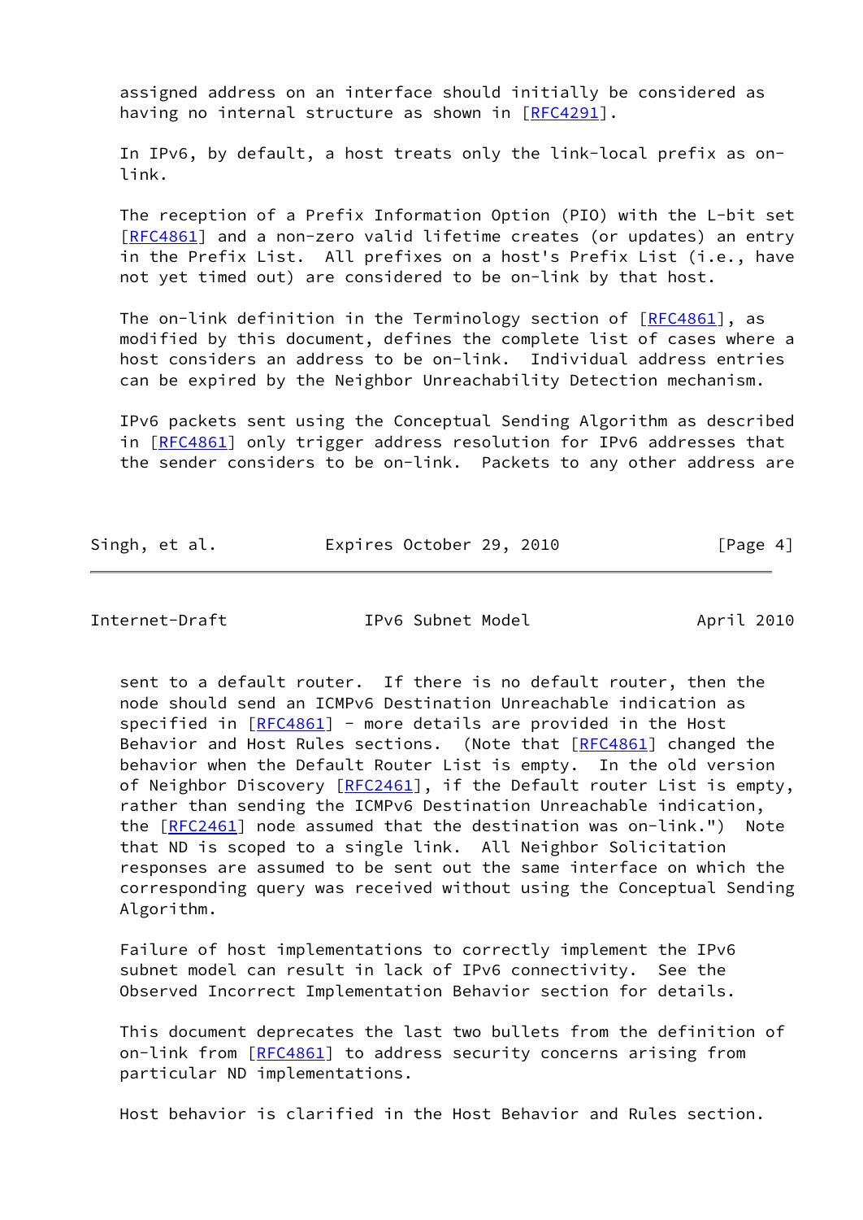assigned address on an interface should initially be considered as having no internal structure as shown in [RFC4291].

In IPv6, by default, a host treats only the link-local prefix as on-link.

The reception of a Prefix Information Option (PIO) with the L-bit set [RFC4861] and a non-zero valid lifetime creates (or updates) an entry in the Prefix List. All prefixes on a host's Prefix List (i.e., have not yet timed out) are considered to be on-link by that host.

The on-link definition in the Terminology section of [RFC4861], as modified by this document, defines the complete list of cases where a host considers an address to be on-link. Individual address entries can be expired by the Neighbor Unreachability Detection mechanism.

IPv6 packets sent using the Conceptual Sending Algorithm as described in [RFC4861] only trigger address resolution for IPv6 addresses that the sender considers to be on-link. Packets to any other address are sent to a default router. If there is no default router, then the node should send an ICMPv6 Destination Unreachable indication as specified in [RFC4861] - more details are provided in the Host Behavior and Host Rules sections. (Note that [RFC4861] changed the behavior when the Default Router List is empty. In the old version of Neighbor Discovery [RFC2461], if the Default router List is empty, rather than sending the ICMPv6 Destination Unreachable indication, the [RFC2461] node assumed that the destination was on-link.") Note that ND is scoped to a single link. All Neighbor Solicitation responses are assumed to be sent out the same interface on which the corresponding query was received without using the Conceptual Sending Algorithm.

Failure of host implementations to correctly implement the IPv6 subnet model can result in lack of IPv6 connectivity. See the Observed Incorrect Implementation Behavior section for details.

This document deprecates the last two bullets from the definition of on-link from [RFC4861] to address security concerns arising from particular ND implementations.

Host behavior is clarified in the Host Behavior and Rules section.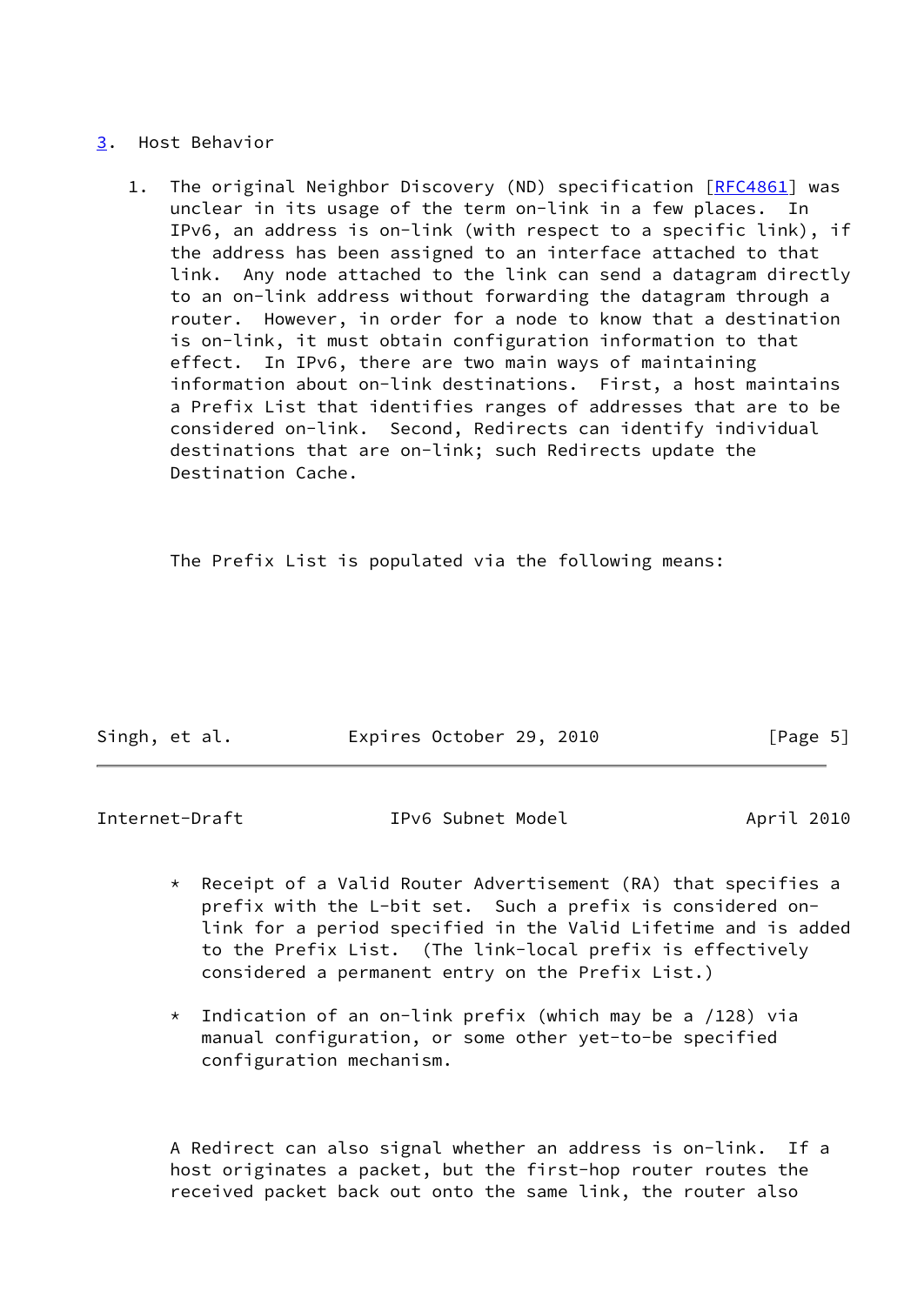## 3. Host Behavior

1. The original Neighbor Discovery (ND) specification [RFC4861] was unclear in its usage of the term on-link in a few places. In IPv6, an address is on-link (with respect to a specific link), if the address has been assigned to an interface attached to that link. Any node attached to the link can send a datagram directly to an on-link address without forwarding the datagram through a router. However, in order for a node to know that a destination is on-link, it must obtain configuration information to that effect. In IPv6, there are two main ways of maintaining information about on-link destinations. First, a host maintains a Prefix List that identifies ranges of addresses that are to be considered on-link. Second, Redirects can identify individual destinations that are on-link; such Redirects update the Destination Cache.

   The Prefix List is populated via the following means:

   * Receipt of a Valid Router Advertisement (RA) that specifies a prefix with the L-bit set. Such a prefix is considered on-link for a period specified in the Valid Lifetime and is added to the Prefix List. (The link-local prefix is effectively considered a permanent entry on the Prefix List.)

   * Indication of an on-link prefix (which may be a /128) via manual configuration, or some other yet-to-be specified configuration mechanism.

   A Redirect can also signal whether an address is on-link. If a host originates a packet, but the first-hop router routes the received packet back out onto the same link, the router also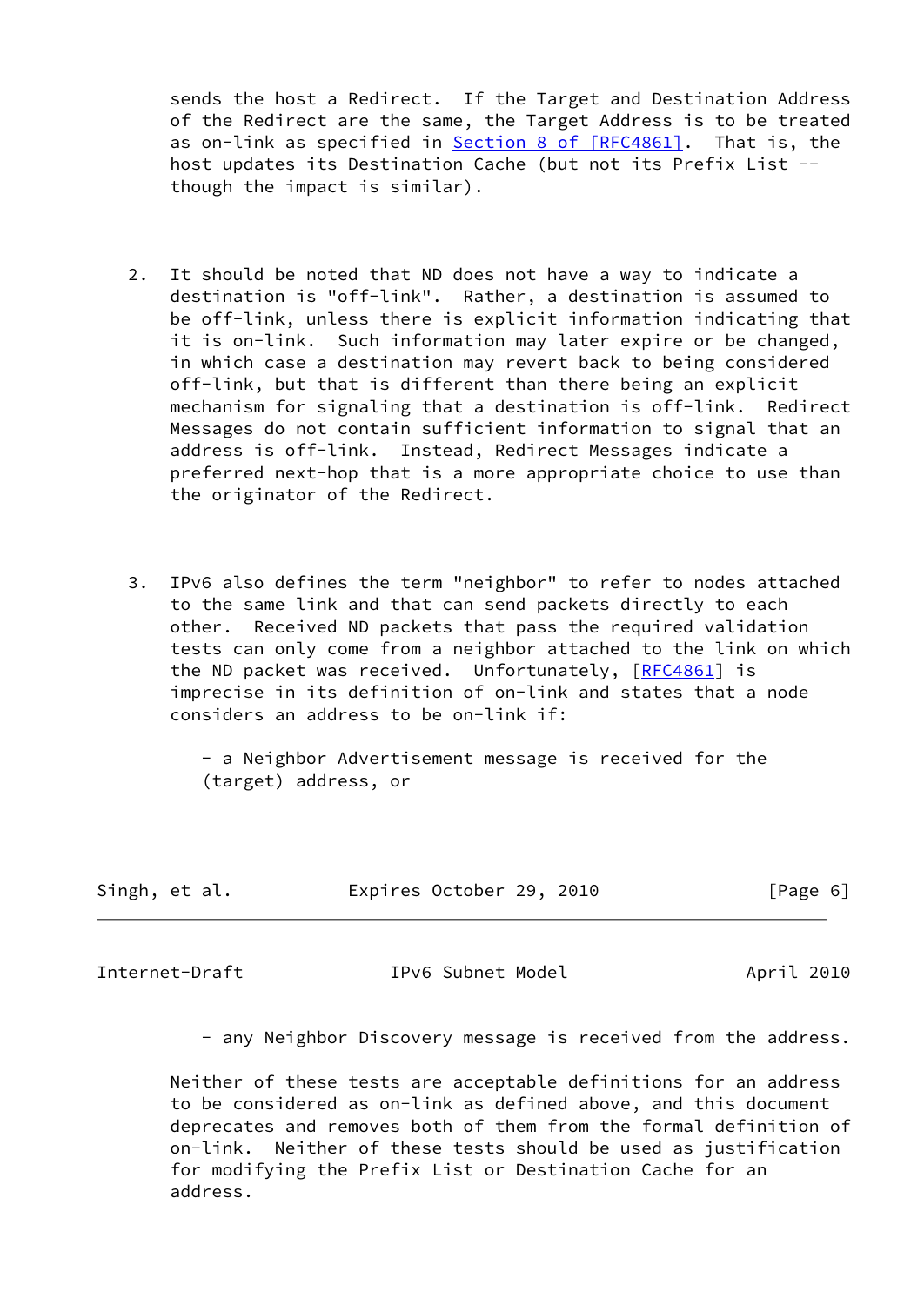sends the host a Redirect. If the Target and Destination Address of the Redirect are the same, the Target Address is to be treated as on-link as specified in Section 8 of [RFC4861]. That is, the host updates its Destination Cache (but not its Prefix List -- though the impact is similar).

2. It should be noted that ND does not have a way to indicate a destination is "off-link". Rather, a destination is assumed to be off-link, unless there is explicit information indicating that it is on-link. Such information may later expire or be changed, in which case a destination may revert back to being considered off-link, but that is different than there being an explicit mechanism for signaling that a destination is off-link. Redirect Messages do not contain sufficient information to signal that an address is off-link. Instead, Redirect Messages indicate a preferred next-hop that is a more appropriate choice to use than the originator of the Redirect.

3. IPv6 also defines the term "neighbor" to refer to nodes attached to the same link and that can send packets directly to each other. Received ND packets that pass the required validation tests can only come from a neighbor attached to the link on which the ND packet was received. Unfortunately, [RFC4861] is imprecise in its definition of on-link and states that a node considers an address to be on-link if:

   - a Neighbor Advertisement message is received for the (target) address, or

   - any Neighbor Discovery message is received from the address.

   Neither of these tests are acceptable definitions for an address to be considered as on-link as defined above, and this document deprecates and removes both of them from the formal definition of on-link. Neither of these tests should be used as justification for modifying the Prefix List or Destination Cache for an address.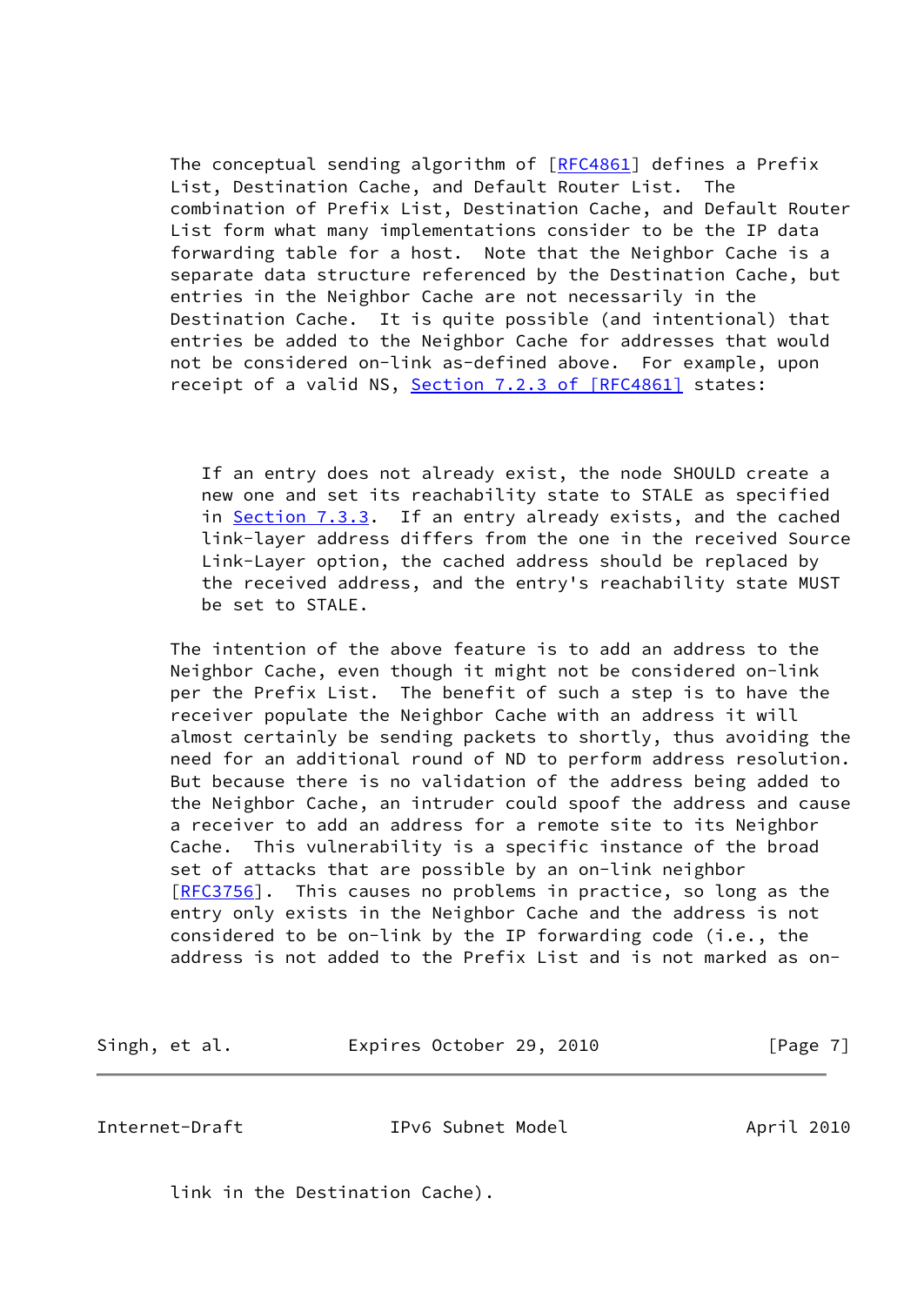The conceptual sending algorithm of [RFC4861] defines a Prefix List, Destination Cache, and Default Router List. The combination of Prefix List, Destination Cache, and Default Router List form what many implementations consider to be the IP data forwarding table for a host. Note that the Neighbor Cache is a separate data structure referenced by the Destination Cache, but entries in the Neighbor Cache are not necessarily in the Destination Cache. It is quite possible (and intentional) that entries be added to the Neighbor Cache for addresses that would not be considered on-link as-defined above. For example, upon receipt of a valid NS, Section 7.2.3 of [RFC4861] states:

> If an entry does not already exist, the node SHOULD create a new one and set its reachability state to STALE as specified in Section 7.3.3. If an entry already exists, and the cached link-layer address differs from the one in the received Source Link-Layer option, the cached address should be replaced by the received address, and the entry's reachability state MUST be set to STALE.

The intention of the above feature is to add an address to the Neighbor Cache, even though it might not be considered on-link per the Prefix List. The benefit of such a step is to have the receiver populate the Neighbor Cache with an address it will almost certainly be sending packets to shortly, thus avoiding the need for an additional round of ND to perform address resolution. But because there is no validation of the address being added to the Neighbor Cache, an intruder could spoof the address and cause a receiver to add an address for a remote site to its Neighbor Cache. This vulnerability is a specific instance of the broad set of attacks that are possible by an on-link neighbor [RFC3756]. This causes no problems in practice, so long as the entry only exists in the Neighbor Cache and the address is not considered to be on-link by the IP forwarding code (i.e., the address is not added to the Prefix List and is not marked as on-link in the Destination Cache).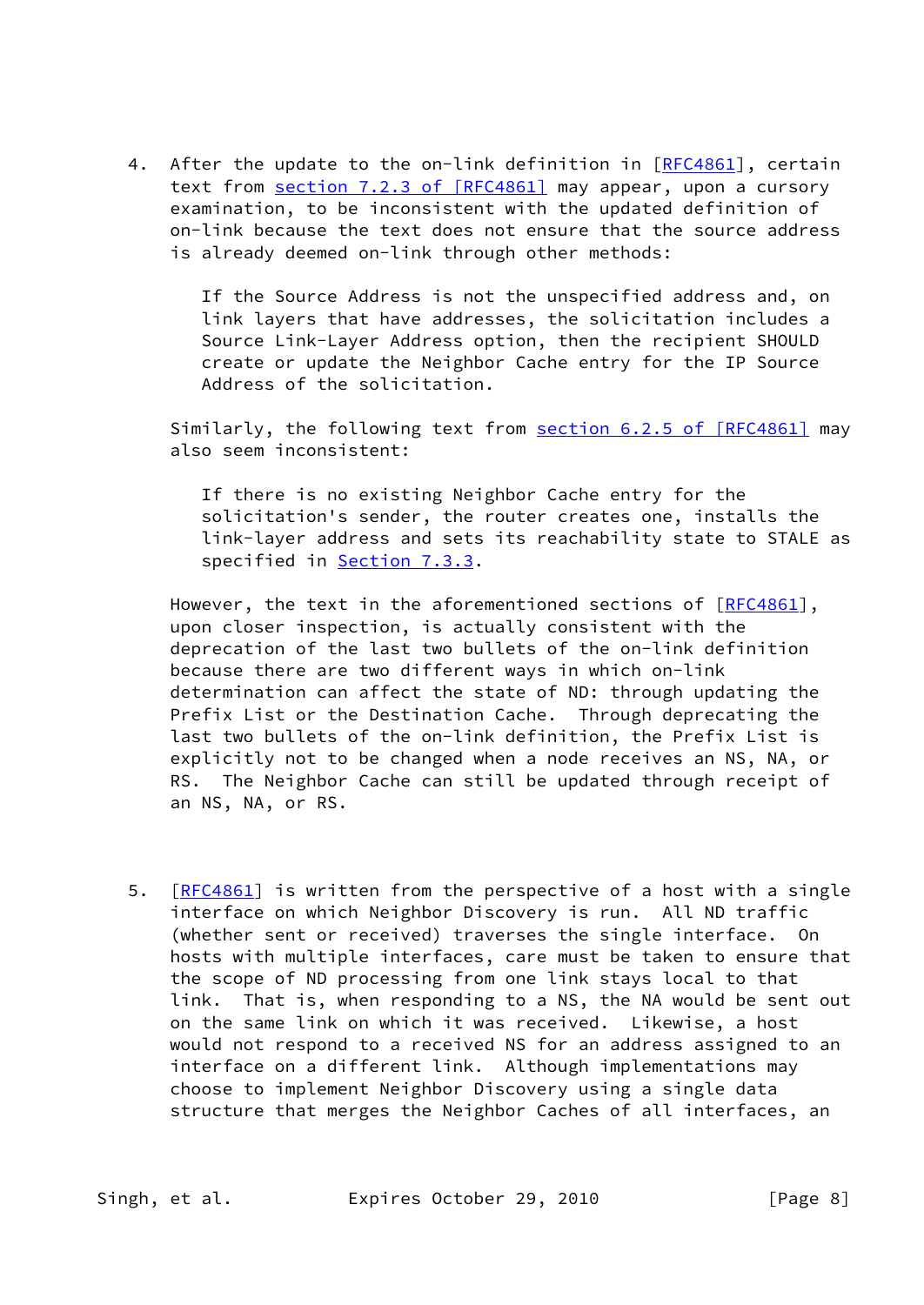4. After the update to the on-link definition in [RFC4861], certain text from section 7.2.3 of [RFC4861] may appear, upon a cursory examination, to be inconsistent with the updated definition of on-link because the text does not ensure that the source address is already deemed on-link through other methods:

   > If the Source Address is not the unspecified address and, on link layers that have addresses, the solicitation includes a Source Link-Layer Address option, then the recipient SHOULD create or update the Neighbor Cache entry for the IP Source Address of the solicitation.

   Similarly, the following text from section 6.2.5 of [RFC4861] may also seem inconsistent:

   > If there is no existing Neighbor Cache entry for the solicitation's sender, the router creates one, installs the link-layer address and sets its reachability state to STALE as specified in Section 7.3.3.

   However, the text in the aforementioned sections of [RFC4861], upon closer inspection, is actually consistent with the deprecation of the last two bullets of the on-link definition because there are two different ways in which on-link determination can affect the state of ND: through updating the Prefix List or the Destination Cache. Through deprecating the last two bullets of the on-link definition, the Prefix List is explicitly not to be changed when a node receives an NS, NA, or RS. The Neighbor Cache can still be updated through receipt of an NS, NA, or RS.

5. [RFC4861] is written from the perspective of a host with a single interface on which Neighbor Discovery is run. All ND traffic (whether sent or received) traverses the single interface. On hosts with multiple interfaces, care must be taken to ensure that the scope of ND processing from one link stays local to that link. That is, when responding to a NS, the NA would be sent out on the same link on which it was received. Likewise, a host would not respond to a received NS for an address assigned to an interface on a different link. Although implementations may choose to implement Neighbor Discovery using a single data structure that merges the Neighbor Caches of all interfaces, an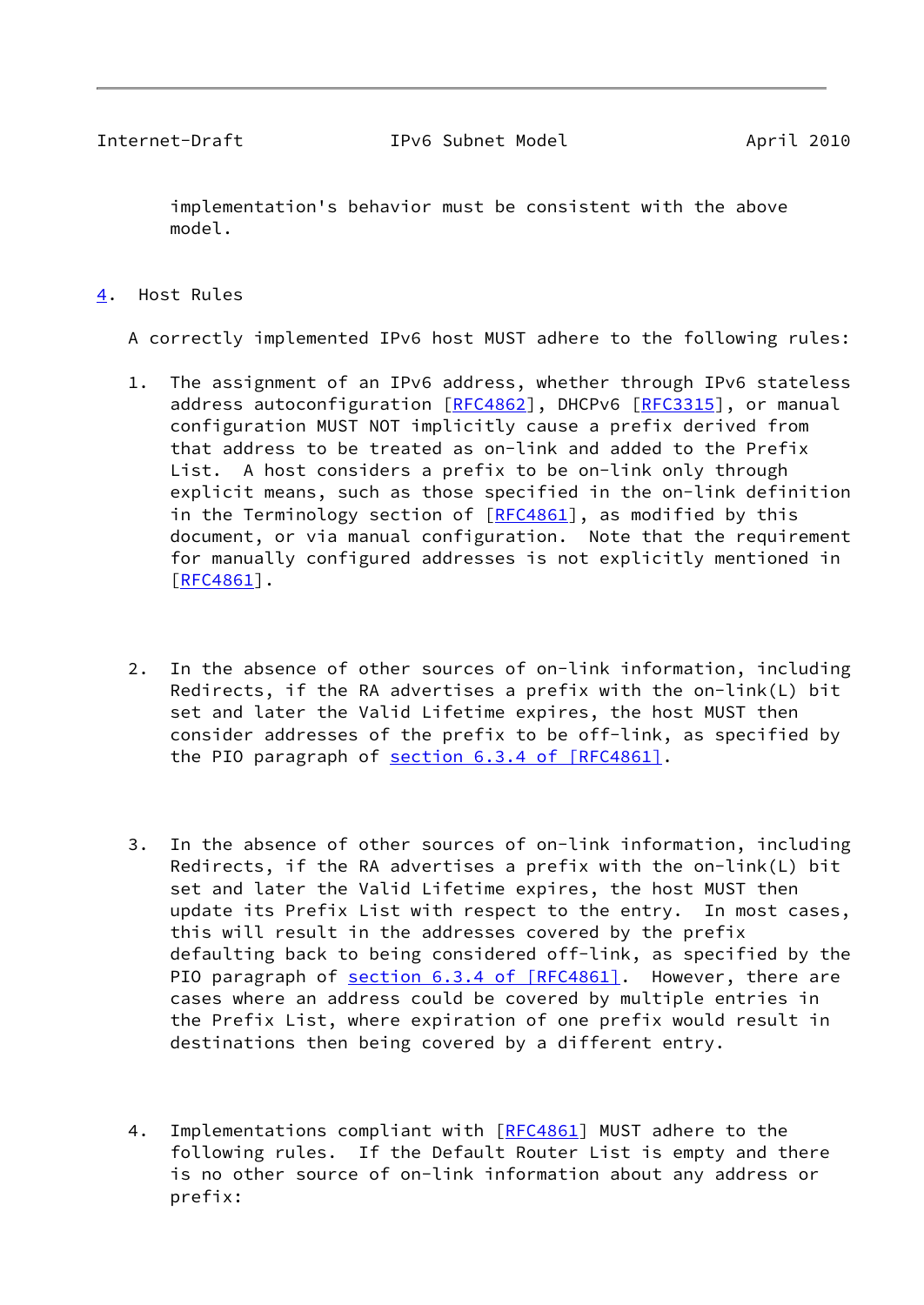implementation's behavior must be consistent with the above model.

## 4. Host Rules

A correctly implemented IPv6 host MUST adhere to the following rules:

1. The assignment of an IPv6 address, whether through IPv6 stateless address autoconfiguration [RFC4862], DHCPv6 [RFC3315], or manual configuration MUST NOT implicitly cause a prefix derived from that address to be treated as on-link and added to the Prefix List. A host considers a prefix to be on-link only through explicit means, such as those specified in the on-link definition in the Terminology section of [RFC4861], as modified by this document, or via manual configuration. Note that the requirement for manually configured addresses is not explicitly mentioned in [RFC4861].

2. In the absence of other sources of on-link information, including Redirects, if the RA advertises a prefix with the on-link(L) bit set and later the Valid Lifetime expires, the host MUST then consider addresses of the prefix to be off-link, as specified by the PIO paragraph of section 6.3.4 of [RFC4861].

3. In the absence of other sources of on-link information, including Redirects, if the RA advertises a prefix with the on-link(L) bit set and later the Valid Lifetime expires, the host MUST then update its Prefix List with respect to the entry. In most cases, this will result in the addresses covered by the prefix defaulting back to being considered off-link, as specified by the PIO paragraph of section 6.3.4 of [RFC4861]. However, there are cases where an address could be covered by multiple entries in the Prefix List, where expiration of one prefix would result in destinations then being covered by a different entry.

4. Implementations compliant with [RFC4861] MUST adhere to the following rules. If the Default Router List is empty and there is no other source of on-link information about any address or prefix: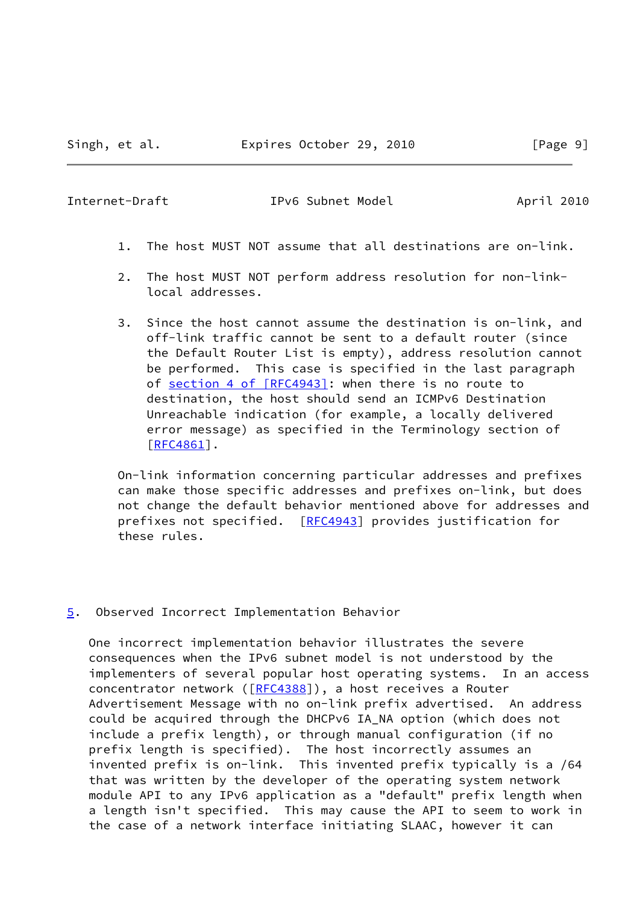1. The host MUST NOT assume that all destinations are on-link.

2. The host MUST NOT perform address resolution for non-link-local addresses.

3. Since the host cannot assume the destination is on-link, and off-link traffic cannot be sent to a default router (since the Default Router List is empty), address resolution cannot be performed. This case is specified in the last paragraph of section 4 of [RFC4943]: when there is no route to destination, the host should send an ICMPv6 Destination Unreachable indication (for example, a locally delivered error message) as specified in the Terminology section of [RFC4861].

On-link information concerning particular addresses and prefixes can make those specific addresses and prefixes on-link, but does not change the default behavior mentioned above for addresses and prefixes not specified. [RFC4943] provides justification for these rules.

## 5. Observed Incorrect Implementation Behavior

One incorrect implementation behavior illustrates the severe consequences when the IPv6 subnet model is not understood by the implementers of several popular host operating systems. In an access concentrator network ([RFC4388]), a host receives a Router Advertisement Message with no on-link prefix advertised. An address could be acquired through the DHCPv6 IA_NA option (which does not include a prefix length), or through manual configuration (if no prefix length is specified). The host incorrectly assumes an invented prefix is on-link. This invented prefix typically is a /64 that was written by the developer of the operating system network module API to any IPv6 application as a "default" prefix length when a length isn't specified. This may cause the API to seem to work in the case of a network interface initiating SLAAC, however it can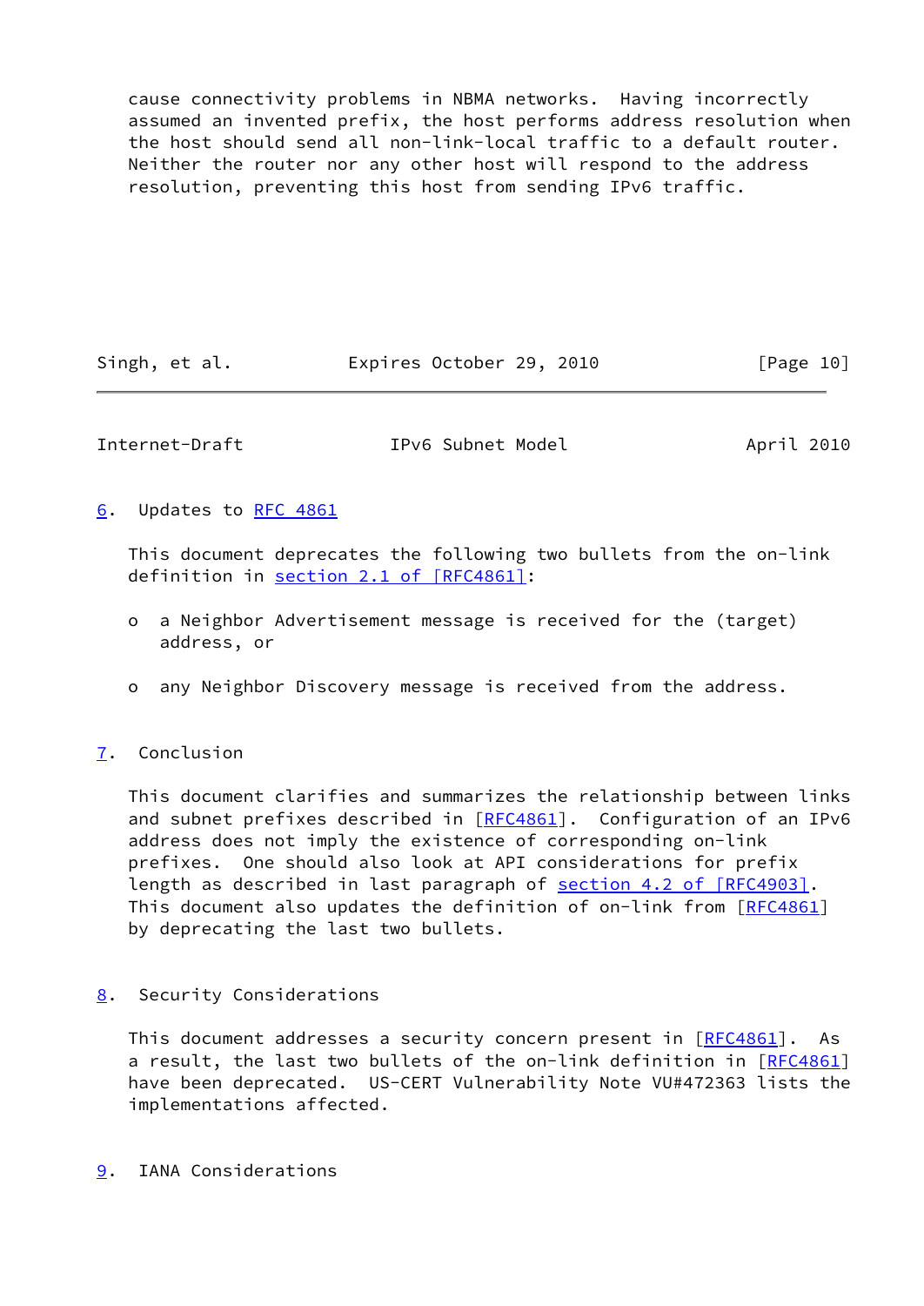cause connectivity problems in NBMA networks. Having incorrectly assumed an invented prefix, the host performs address resolution when the host should send all non-link-local traffic to a default router. Neither the router nor any other host will respond to the address resolution, preventing this host from sending IPv6 traffic.

## 6. Updates to RFC 4861

This document deprecates the following two bullets from the on-link definition in section 2.1 of [RFC4861]:

- a Neighbor Advertisement message is received for the (target) address, or

- any Neighbor Discovery message is received from the address.

## 7. Conclusion

This document clarifies and summarizes the relationship between links and subnet prefixes described in [RFC4861]. Configuration of an IPv6 address does not imply the existence of corresponding on-link prefixes. One should also look at API considerations for prefix length as described in last paragraph of section 4.2 of [RFC4903]. This document also updates the definition of on-link from [RFC4861] by deprecating the last two bullets.

## 8. Security Considerations

This document addresses a security concern present in [RFC4861]. As a result, the last two bullets of the on-link definition in [RFC4861] have been deprecated. US-CERT Vulnerability Note VU#472363 lists the implementations affected.

## 9. IANA Considerations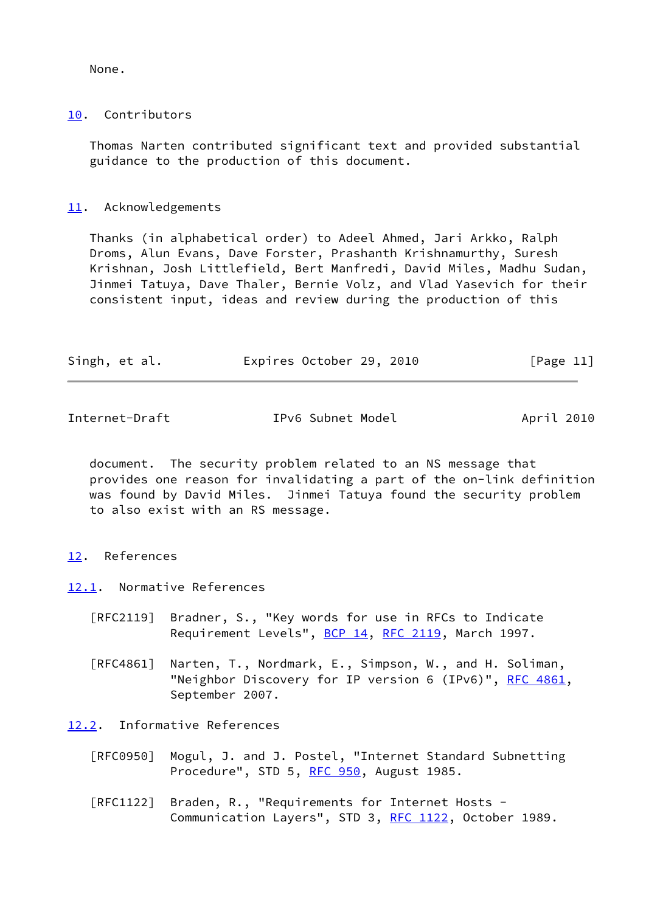None.

## 10. Contributors

Thomas Narten contributed significant text and provided substantial guidance to the production of this document.

## 11. Acknowledgements

Thanks (in alphabetical order) to Adeel Ahmed, Jari Arkko, Ralph Droms, Alun Evans, Dave Forster, Prashanth Krishnamurthy, Suresh Krishnan, Josh Littlefield, Bert Manfredi, David Miles, Madhu Sudan, Jinmei Tatuya, Dave Thaler, Bernie Volz, and Vlad Yasevich for their consistent input, ideas and review during the production of this document. The security problem related to an NS message that provides one reason for invalidating a part of the on-link definition was found by David Miles. Jinmei Tatuya found the security problem to also exist with an RS message.

## 12. References

### 12.1. Normative References

[RFC2119] Bradner, S., "Key words for use in RFCs to Indicate Requirement Levels", BCP 14, RFC 2119, March 1997.

[RFC4861] Narten, T., Nordmark, E., Simpson, W., and H. Soliman, "Neighbor Discovery for IP version 6 (IPv6)", RFC 4861, September 2007.

### 12.2. Informative References

[RFC0950] Mogul, J. and J. Postel, "Internet Standard Subnetting Procedure", STD 5, RFC 950, August 1985.

[RFC1122] Braden, R., "Requirements for Internet Hosts - Communication Layers", STD 3, RFC 1122, October 1989.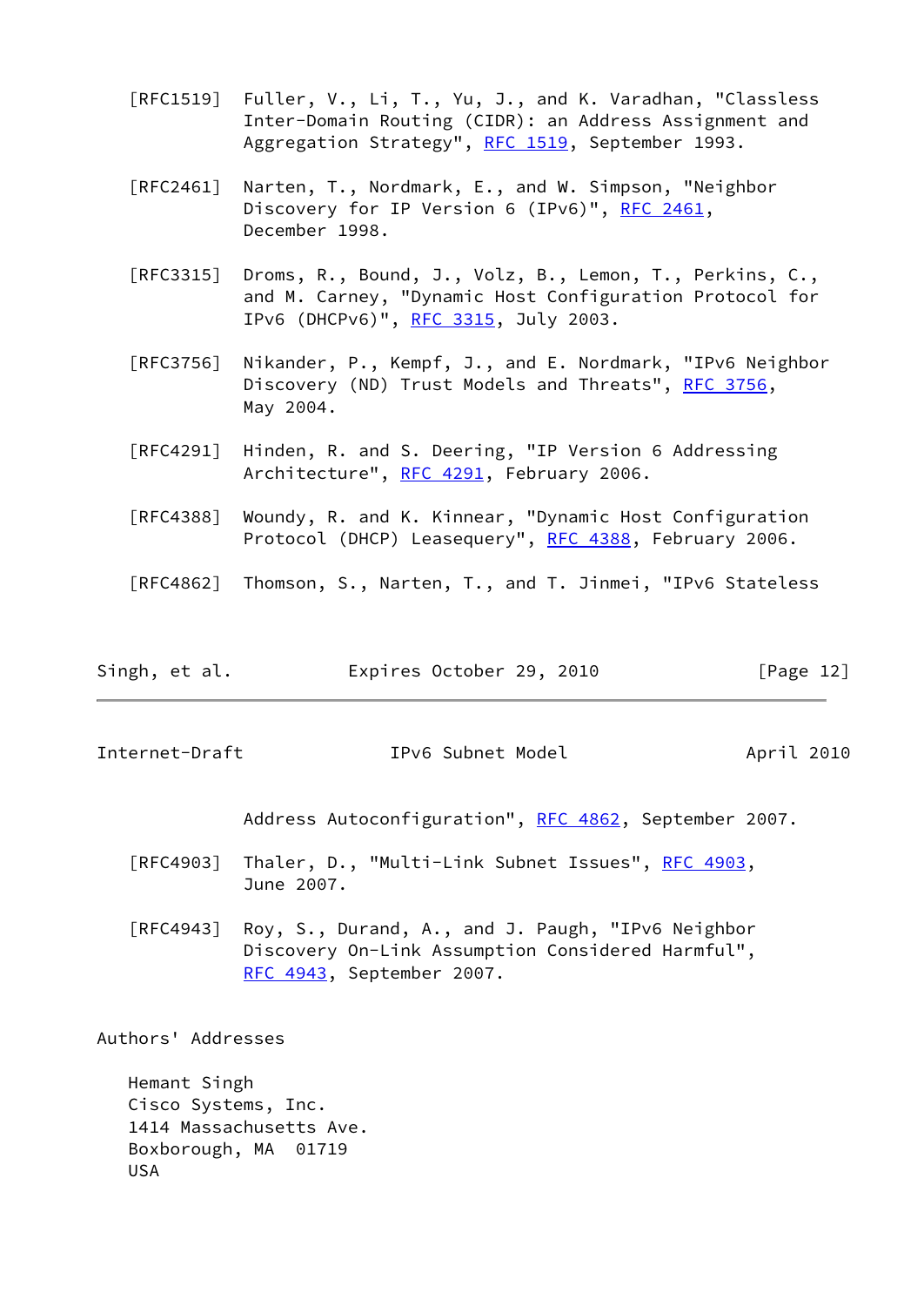[RFC1519] Fuller, V., Li, T., Yu, J., and K. Varadhan, "Classless Inter-Domain Routing (CIDR): an Address Assignment and Aggregation Strategy", RFC 1519, September 1993.

[RFC2461] Narten, T., Nordmark, E., and W. Simpson, "Neighbor Discovery for IP Version 6 (IPv6)", RFC 2461, December 1998.

[RFC3315] Droms, R., Bound, J., Volz, B., Lemon, T., Perkins, C., and M. Carney, "Dynamic Host Configuration Protocol for IPv6 (DHCPv6)", RFC 3315, July 2003.

[RFC3756] Nikander, P., Kempf, J., and E. Nordmark, "IPv6 Neighbor Discovery (ND) Trust Models and Threats", RFC 3756, May 2004.

[RFC4291] Hinden, R. and S. Deering, "IP Version 6 Addressing Architecture", RFC 4291, February 2006.

[RFC4388] Woundy, R. and K. Kinnear, "Dynamic Host Configuration Protocol (DHCP) Leasequery", RFC 4388, February 2006.

[RFC4862] Thomson, S., Narten, T., and T. Jinmei, "IPv6 Stateless Address Autoconfiguration", RFC 4862, September 2007.

[RFC4903] Thaler, D., "Multi-Link Subnet Issues", RFC 4903, June 2007.

[RFC4943] Roy, S., Durand, A., and J. Paugh, "IPv6 Neighbor Discovery On-Link Assumption Considered Harmful", RFC 4943, September 2007.

## Authors' Addresses

Hemant Singh
Cisco Systems, Inc.
1414 Massachusetts Ave.
Boxborough, MA 01719
USA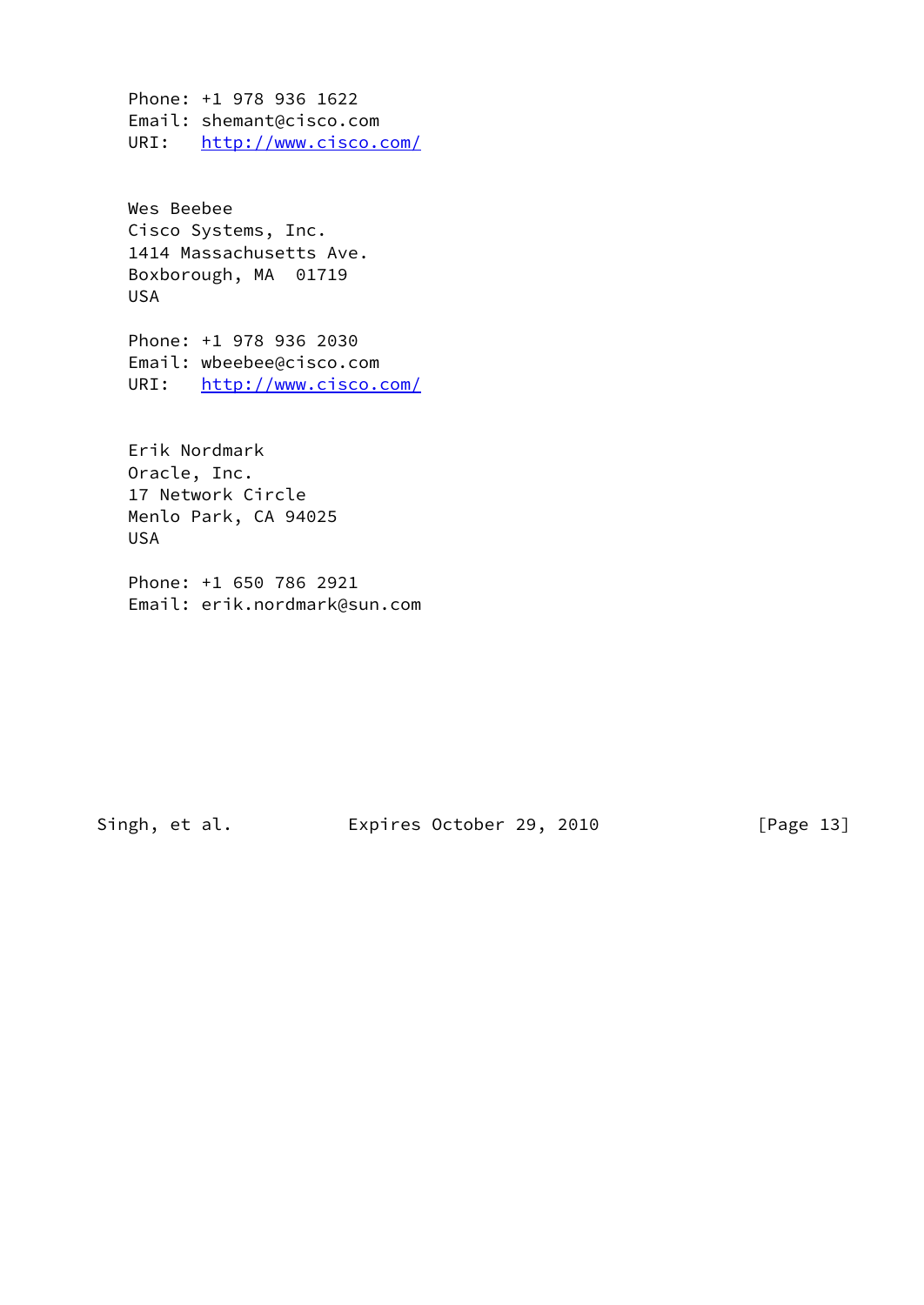Phone: +1 978 936 1622
Email: shemant@cisco.com
URI: http://www.cisco.com/

Wes Beebee
Cisco Systems, Inc.
1414 Massachusetts Ave.
Boxborough, MA 01719
USA

Phone: +1 978 936 2030
Email: wbeebee@cisco.com
URI: http://www.cisco.com/

Erik Nordmark
Oracle, Inc.
17 Network Circle
Menlo Park, CA 94025
USA

Phone: +1 650 786 2921
Email: erik.nordmark@sun.com